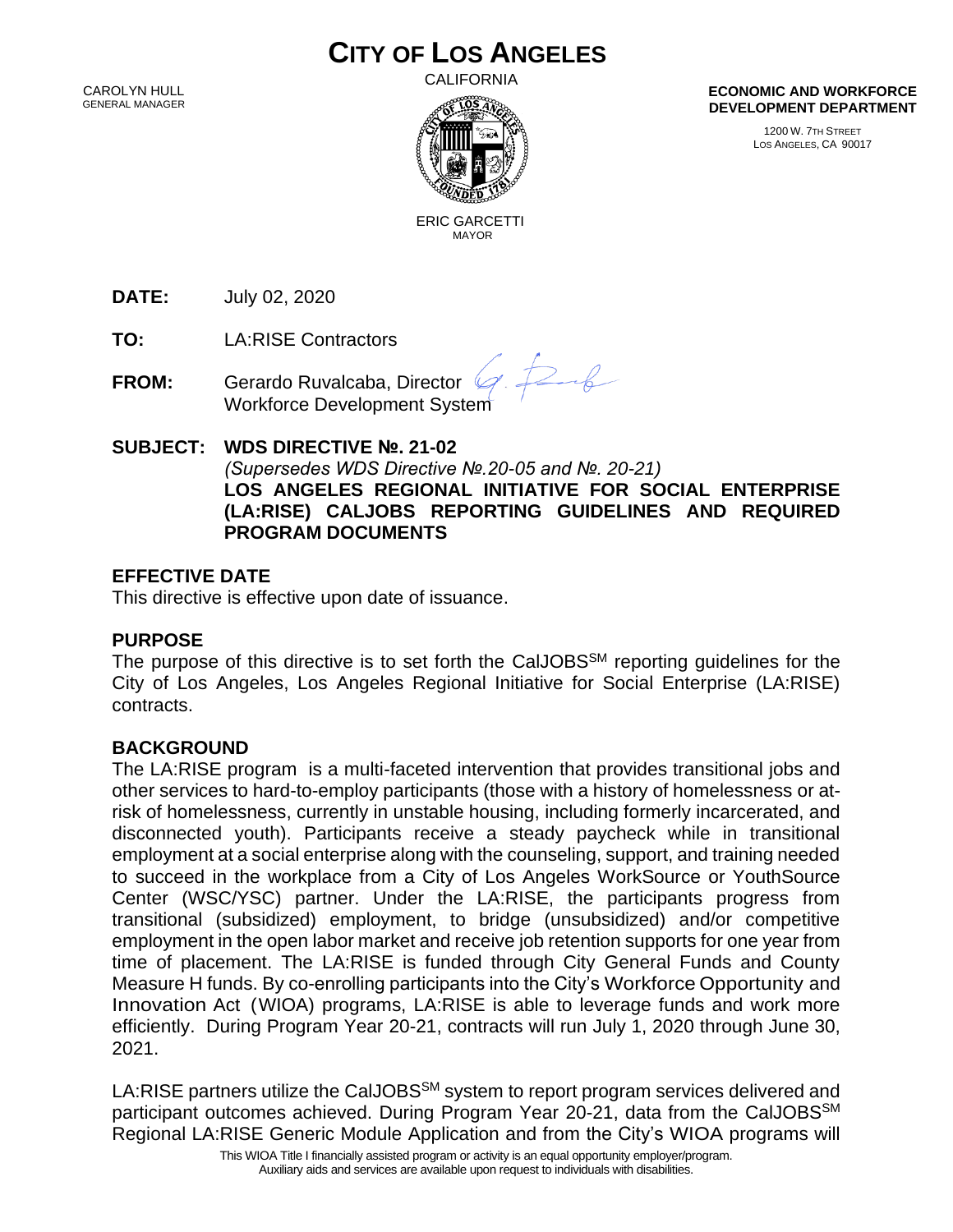# CITY OF LOS ANGELES

CALIFORNIA

CAROLYN HULL
GENERAL MANAGER

ERIC GARCETTI
MAYOR

**ECONOMIC AND WORKFORCE DEVELOPMENT DEPARTMENT**

1200 W. 7TH STREET
LOS ANGELES, CA 90017

**DATE:** July 02, 2020

**TO:** LA:RISE Contractors

**FROM:** Gerardo Ruvalcaba, Director
Workforce Development System

**SUBJECT: WDS DIRECTIVE №. 21-02**
*(Supersedes WDS Directive №.20-05 and №. 20-21)*
**LOS ANGELES REGIONAL INITIATIVE FOR SOCIAL ENTERPRISE (LA:RISE) CALJOBS REPORTING GUIDELINES AND REQUIRED PROGRAM DOCUMENTS**

## EFFECTIVE DATE

This directive is effective upon date of issuance.

## PURPOSE

The purpose of this directive is to set forth the CalJOBS[SM] reporting guidelines for the City of Los Angeles, Los Angeles Regional Initiative for Social Enterprise (LA:RISE) contracts.

## BACKGROUND

The LA:RISE program is a multi-faceted intervention that provides transitional jobs and other services to hard-to-employ participants (those with a history of homelessness or at-risk of homelessness, currently in unstable housing, including formerly incarcerated, and disconnected youth). Participants receive a steady paycheck while in transitional employment at a social enterprise along with the counseling, support, and training needed to succeed in the workplace from a City of Los Angeles WorkSource or YouthSource Center (WSC/YSC) partner. Under the LA:RISE, the participants progress from transitional (subsidized) employment, to bridge (unsubsidized) and/or competitive employment in the open labor market and receive job retention supports for one year from time of placement. The LA:RISE is funded through City General Funds and County Measure H funds. By co-enrolling participants into the City's Workforce Opportunity and Innovation Act (WIOA) programs, LA:RISE is able to leverage funds and work more efficiently. During Program Year 20-21, contracts will run July 1, 2020 through June 30, 2021.

LA:RISE partners utilize the CalJOBS[SM] system to report program services delivered and participant outcomes achieved. During Program Year 20-21, data from the CalJOBS[SM] Regional LA:RISE Generic Module Application and from the City's WIOA programs will

This WIOA Title I financially assisted program or activity is an equal opportunity employer/program.
Auxiliary aids and services are available upon request to individuals with disabilities.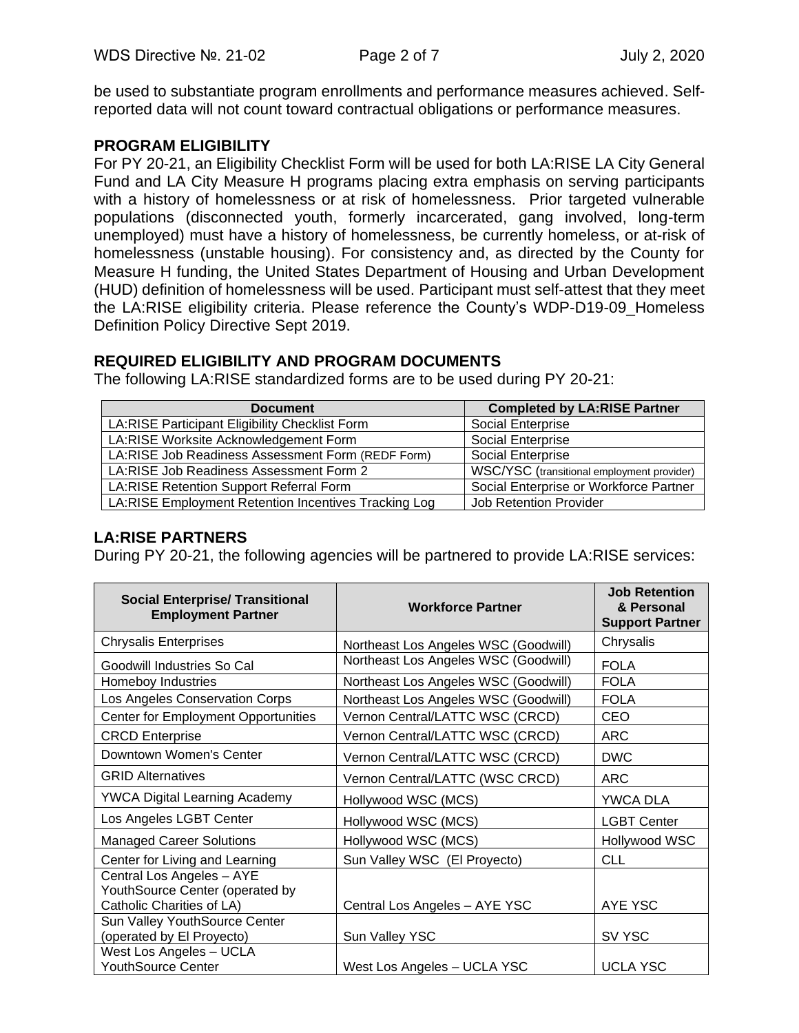be used to substantiate program enrollments and performance measures achieved. Self-reported data will not count toward contractual obligations or performance measures.

## PROGRAM ELIGIBILITY

For PY 20-21, an Eligibility Checklist Form will be used for both LA:RISE LA City General Fund and LA City Measure H programs placing extra emphasis on serving participants with a history of homelessness or at risk of homelessness. Prior targeted vulnerable populations (disconnected youth, formerly incarcerated, gang involved, long-term unemployed) must have a history of homelessness, be currently homeless, or at-risk of homelessness (unstable housing). For consistency and, as directed by the County for Measure H funding, the United States Department of Housing and Urban Development (HUD) definition of homelessness will be used. Participant must self-attest that they meet the LA:RISE eligibility criteria. Please reference the County's WDP-D19-09_Homeless Definition Policy Directive Sept 2019.

## REQUIRED ELIGIBILITY AND PROGRAM DOCUMENTS

The following LA:RISE standardized forms are to be used during PY 20-21:

| Document | Completed by LA:RISE Partner |
|---|---|
| LA:RISE Participant Eligibility Checklist Form | Social Enterprise |
| LA:RISE Worksite Acknowledgement Form | Social Enterprise |
| LA:RISE Job Readiness Assessment Form (REDF Form) | Social Enterprise |
| LA:RISE Job Readiness Assessment Form 2 | WSC/YSC (transitional employment provider) |
| LA:RISE Retention Support Referral Form | Social Enterprise or Workforce Partner |
| LA:RISE Employment Retention Incentives Tracking Log | Job Retention Provider |

## LA:RISE PARTNERS

During PY 20-21, the following agencies will be partnered to provide LA:RISE services:

| Social Enterprise/ Transitional Employment Partner | Workforce Partner | Job Retention & Personal Support Partner |
|---|---|---|
| Chrysalis Enterprises | Northeast Los Angeles WSC (Goodwill) | Chrysalis |
| Goodwill Industries So Cal | Northeast Los Angeles WSC (Goodwill) | FOLA |
| Homeboy Industries | Northeast Los Angeles WSC (Goodwill) | FOLA |
| Los Angeles Conservation Corps | Northeast Los Angeles WSC (Goodwill) | FOLA |
| Center for Employment Opportunities | Vernon Central/LATTC WSC (CRCD) | CEO |
| CRCD Enterprise | Vernon Central/LATTC WSC (CRCD) | ARC |
| Downtown Women's Center | Vernon Central/LATTC WSC (CRCD) | DWC |
| GRID Alternatives | Vernon Central/LATTC (WSC CRCD) | ARC |
| YWCA Digital Learning Academy | Hollywood WSC (MCS) | YWCA DLA |
| Los Angeles LGBT Center | Hollywood WSC (MCS) | LGBT Center |
| Managed Career Solutions | Hollywood WSC (MCS) | Hollywood WSC |
| Center for Living and Learning | Sun Valley WSC (El Proyecto) | CLL |
| Central Los Angeles – AYE YouthSource Center (operated by Catholic Charities of LA) | Central Los Angeles – AYE YSC | AYE YSC |
| Sun Valley YouthSource Center (operated by El Proyecto) | Sun Valley YSC | SV YSC |
| West Los Angeles – UCLA YouthSource Center | West Los Angeles – UCLA YSC | UCLA YSC |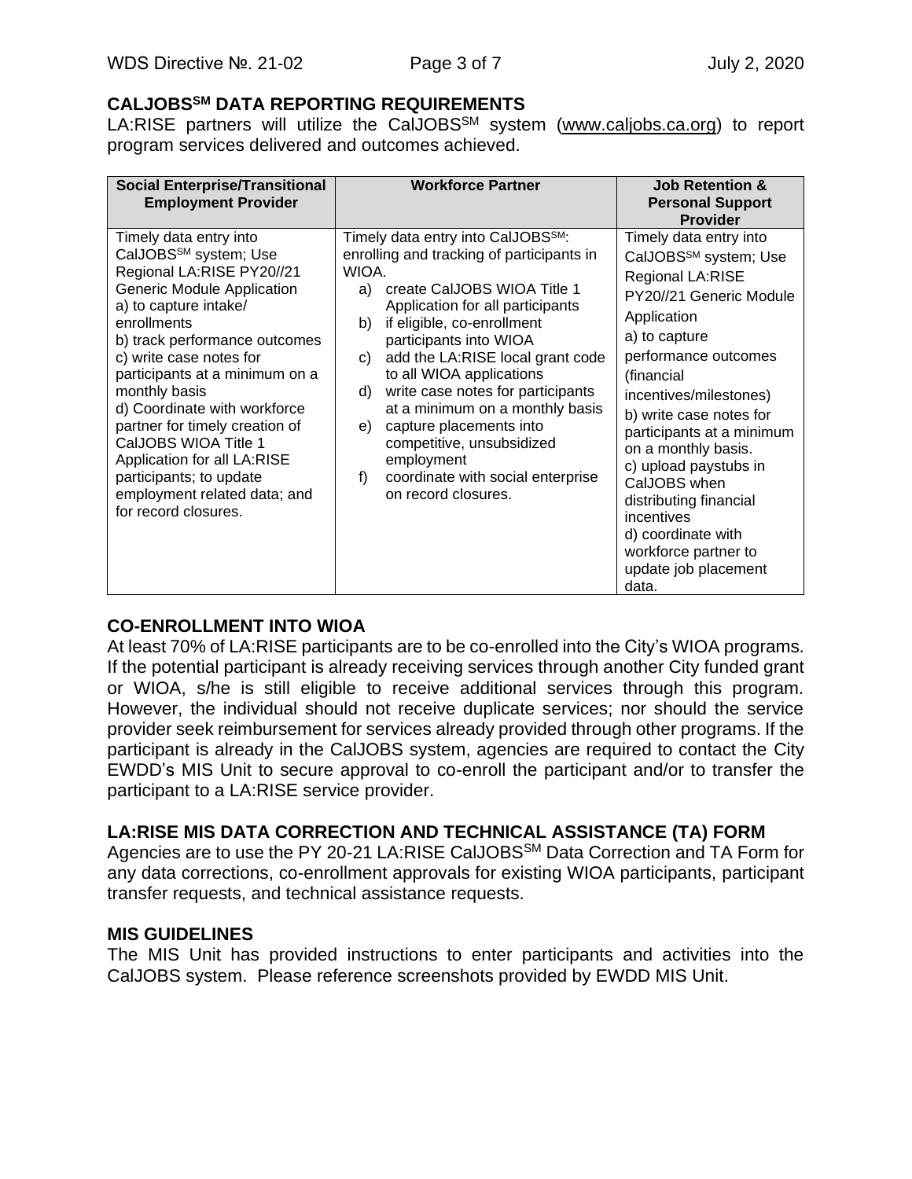## CALJOBS[SM] DATA REPORTING REQUIREMENTS

LA:RISE partners will utilize the CalJOBS[SM] system (www.caljobs.ca.org) to report program services delivered and outcomes achieved.

| Social Enterprise/Transitional Employment Provider | Workforce Partner | Job Retention & Personal Support Provider |
|---|---|---|
| Timely data entry into CalJOBS[SM] system; Use Regional LA:RISE PY20//21 Generic Module Application<br>a) to capture intake/ enrollments<br>b) track performance outcomes<br>c) write case notes for participants at a minimum on a monthly basis<br>d) Coordinate with workforce partner for timely creation of CalJOBS WIOA Title 1 Application for all LA:RISE participants; to update employment related data; and for record closures. | Timely data entry into CalJOBS[SM]: enrolling and tracking of participants in WIOA.<br>a) create CalJOBS WIOA Title 1 Application for all participants<br>b) if eligible, co-enrollment participants into WIOA<br>c) add the LA:RISE local grant code to all WIOA applications<br>d) write case notes for participants at a minimum on a monthly basis<br>e) capture placements into competitive, unsubsidized employment<br>f) coordinate with social enterprise on record closures. | Timely data entry into CalJOBS[SM] system; Use Regional LA:RISE PY20//21 Generic Module Application<br>a) to capture performance outcomes (financial incentives/milestones)<br>b) write case notes for participants at a minimum on a monthly basis.<br>c) upload paystubs in CalJOBS when distributing financial incentives<br>d) coordinate with workforce partner to update job placement data. |

## CO-ENROLLMENT INTO WIOA

At least 70% of LA:RISE participants are to be co-enrolled into the City's WIOA programs. If the potential participant is already receiving services through another City funded grant or WIOA, s/he is still eligible to receive additional services through this program. However, the individual should not receive duplicate services; nor should the service provider seek reimbursement for services already provided through other programs. If the participant is already in the CalJOBS system, agencies are required to contact the City EWDD's MIS Unit to secure approval to co-enroll the participant and/or to transfer the participant to a LA:RISE service provider.

## LA:RISE MIS DATA CORRECTION AND TECHNICAL ASSISTANCE (TA) FORM

Agencies are to use the PY 20-21 LA:RISE CalJOBS[SM] Data Correction and TA Form for any data corrections, co-enrollment approvals for existing WIOA participants, participant transfer requests, and technical assistance requests.

## MIS GUIDELINES

The MIS Unit has provided instructions to enter participants and activities into the CalJOBS system. Please reference screenshots provided by EWDD MIS Unit.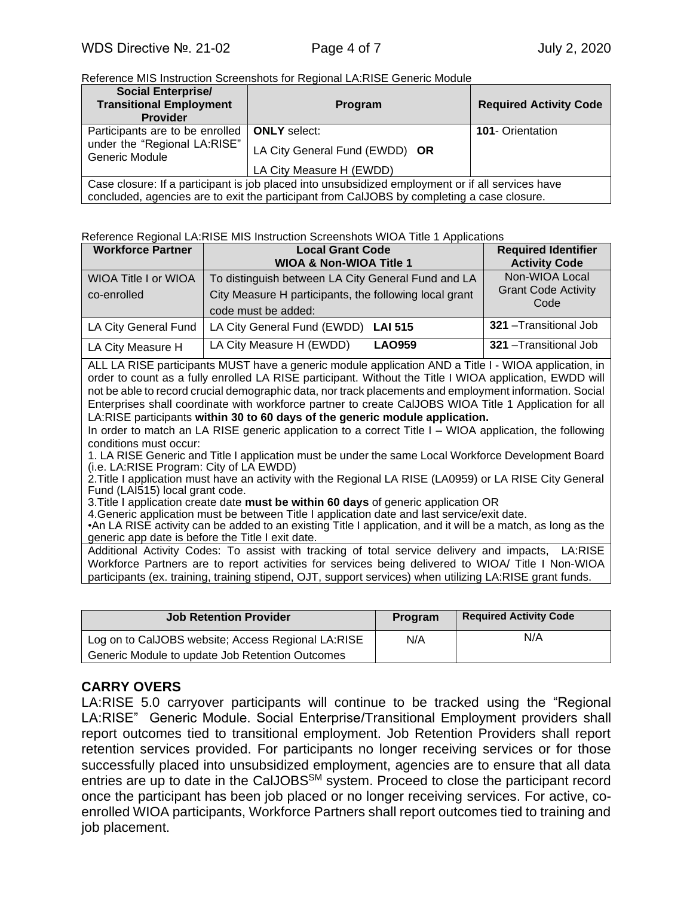Reference MIS Instruction Screenshots for Regional LA:RISE Generic Module

| Social Enterprise/ Transitional Employment Provider | Program | Required Activity Code |
|---|---|---|
| Participants are to be enrolled under the "Regional LA:RISE" Generic Module | **ONLY** select: LA City General Fund (EWDD) **OR** LA City Measure H (EWDD) | **101**- Orientation |
| Case closure: If a participant is job placed into unsubsidized employment or if all services have concluded, agencies are to exit the participant from CalJOBS by completing a case closure. | | |

Reference Regional LA:RISE MIS Instruction Screenshots WIOA Title 1 Applications

| Workforce Partner | Local Grant Code WIOA & Non-WIOA Title 1 | Required Identifier Activity Code |
|---|---|---|
| WIOA Title I or WIOA co-enrolled | To distinguish between LA City General Fund and LA City Measure H participants, the following local grant code must be added: | Non-WIOA Local Grant Code Activity Code |
| LA City General Fund | LA City General Fund (EWDD) **LAI 515** | **321** –Transitional Job |
| LA City Measure H | LA City Measure H (EWDD) **LAO959** | **321** –Transitional Job |

ALL LA RISE participants MUST have a generic module application AND a Title I - WIOA application, in order to count as a fully enrolled LA RISE participant. Without the Title I WIOA application, EWDD will not be able to record crucial demographic data, nor track placements and employment information. Social Enterprises shall coordinate with workforce partner to create CalJOBS WIOA Title 1 Application for all LA:RISE participants **within 30 to 60 days of the generic module application.**

In order to match an LA RISE generic application to a correct Title I – WIOA application, the following conditions must occur:

1. LA RISE Generic and Title I application must be under the same Local Workforce Development Board (i.e. LA:RISE Program: City of LA EWDD)
2. Title I application must have an activity with the Regional LA RISE (LA0959) or LA RISE City General Fund (LAI515) local grant code.
3. Title I application create date **must be within 60 days** of generic application OR
4. Generic application must be between Title I application date and last service/exit date.

• An LA RISE activity can be added to an existing Title I application, and it will be a match, as long as the generic app date is before the Title I exit date.

Additional Activity Codes: To assist with tracking of total service delivery and impacts, LA:RISE Workforce Partners are to report activities for services being delivered to WIOA/ Title I Non-WIOA participants (ex. training, training stipend, OJT, support services) when utilizing LA:RISE grant funds.

| Job Retention Provider | Program | Required Activity Code |
|---|---|---|
| Log on to CalJOBS website; Access Regional LA:RISE Generic Module to update Job Retention Outcomes | N/A | N/A |

## CARRY OVERS

LA:RISE 5.0 carryover participants will continue to be tracked using the "Regional LA:RISE" Generic Module. Social Enterprise/Transitional Employment providers shall report outcomes tied to transitional employment. Job Retention Providers shall report retention services provided. For participants no longer receiving services or for those successfully placed into unsubsidized employment, agencies are to ensure that all data entries are up to date in the CalJOBS[SM] system. Proceed to close the participant record once the participant has been job placed or no longer receiving services. For active, co-enrolled WIOA participants, Workforce Partners shall report outcomes tied to training and job placement.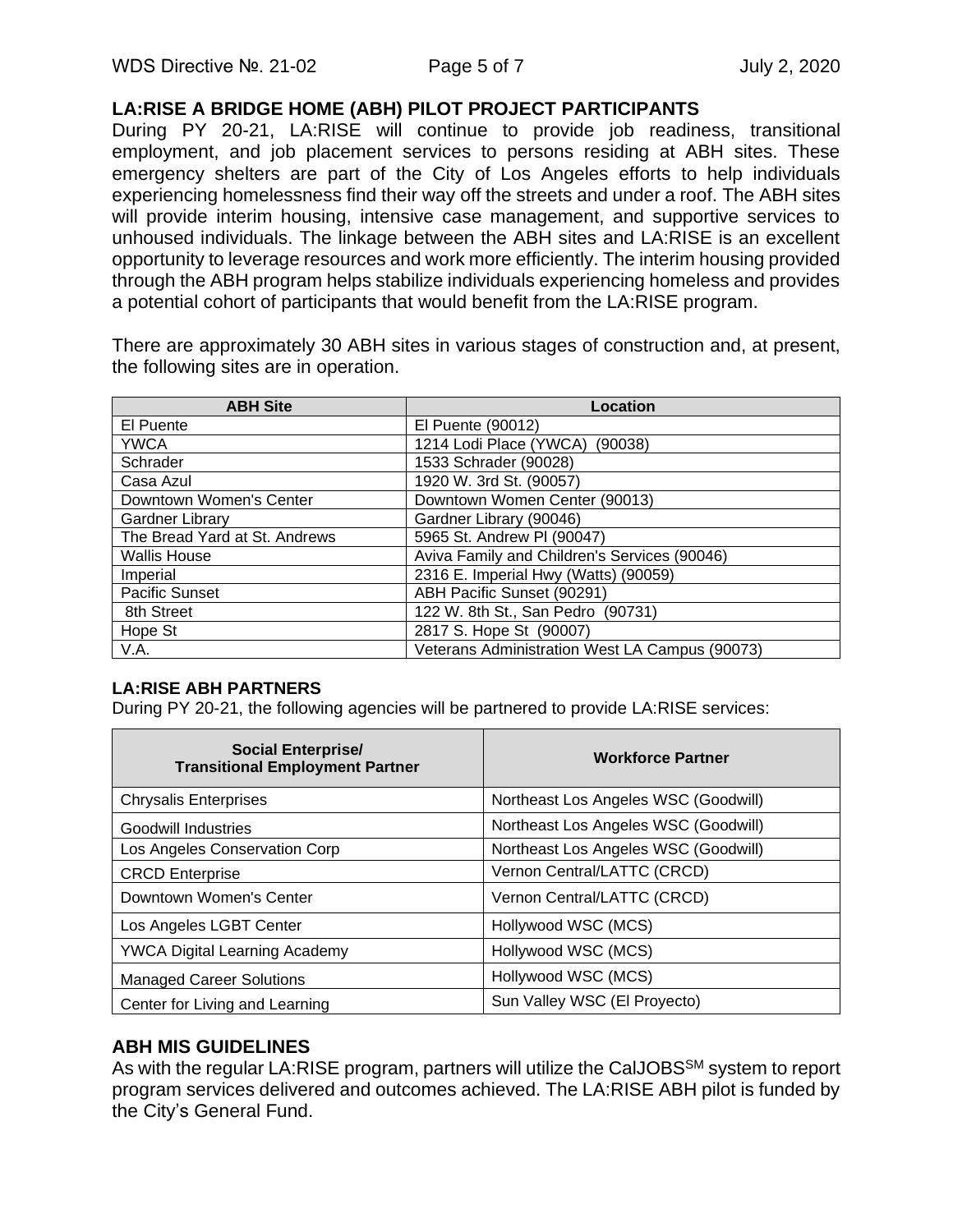## LA:RISE A BRIDGE HOME (ABH) PILOT PROJECT PARTICIPANTS

During PY 20-21, LA:RISE will continue to provide job readiness, transitional employment, and job placement services to persons residing at ABH sites. These emergency shelters are part of the City of Los Angeles efforts to help individuals experiencing homelessness find their way off the streets and under a roof. The ABH sites will provide interim housing, intensive case management, and supportive services to unhoused individuals. The linkage between the ABH sites and LA:RISE is an excellent opportunity to leverage resources and work more efficiently. The interim housing provided through the ABH program helps stabilize individuals experiencing homeless and provides a potential cohort of participants that would benefit from the LA:RISE program.

There are approximately 30 ABH sites in various stages of construction and, at present, the following sites are in operation.

| ABH Site | Location |
|---|---|
| El Puente | El Puente (90012) |
| YWCA | 1214 Lodi Place (YWCA) (90038) |
| Schrader | 1533 Schrader (90028) |
| Casa Azul | 1920 W. 3rd St. (90057) |
| Downtown Women's Center | Downtown Women Center (90013) |
| Gardner Library | Gardner Library (90046) |
| The Bread Yard at St. Andrews | 5965 St. Andrew Pl (90047) |
| Wallis House | Aviva Family and Children's Services (90046) |
| Imperial | 2316 E. Imperial Hwy (Watts) (90059) |
| Pacific Sunset | ABH Pacific Sunset (90291) |
| 8th Street | 122 W. 8th St., San Pedro (90731) |
| Hope St | 2817 S. Hope St (90007) |
| V.A. | Veterans Administration West LA Campus (90073) |

### LA:RISE ABH PARTNERS

During PY 20-21, the following agencies will be partnered to provide LA:RISE services:

| Social Enterprise/ Transitional Employment Partner | Workforce Partner |
|---|---|
| Chrysalis Enterprises | Northeast Los Angeles WSC (Goodwill) |
| Goodwill Industries | Northeast Los Angeles WSC (Goodwill) |
| Los Angeles Conservation Corp | Northeast Los Angeles WSC (Goodwill) |
| CRCD Enterprise | Vernon Central/LATTC (CRCD) |
| Downtown Women's Center | Vernon Central/LATTC (CRCD) |
| Los Angeles LGBT Center | Hollywood WSC (MCS) |
| YWCA Digital Learning Academy | Hollywood WSC (MCS) |
| Managed Career Solutions | Hollywood WSC (MCS) |
| Center for Living and Learning | Sun Valley WSC (El Proyecto) |

## ABH MIS GUIDELINES

As with the regular LA:RISE program, partners will utilize the CalJOBS[SM] system to report program services delivered and outcomes achieved. The LA:RISE ABH pilot is funded by the City's General Fund.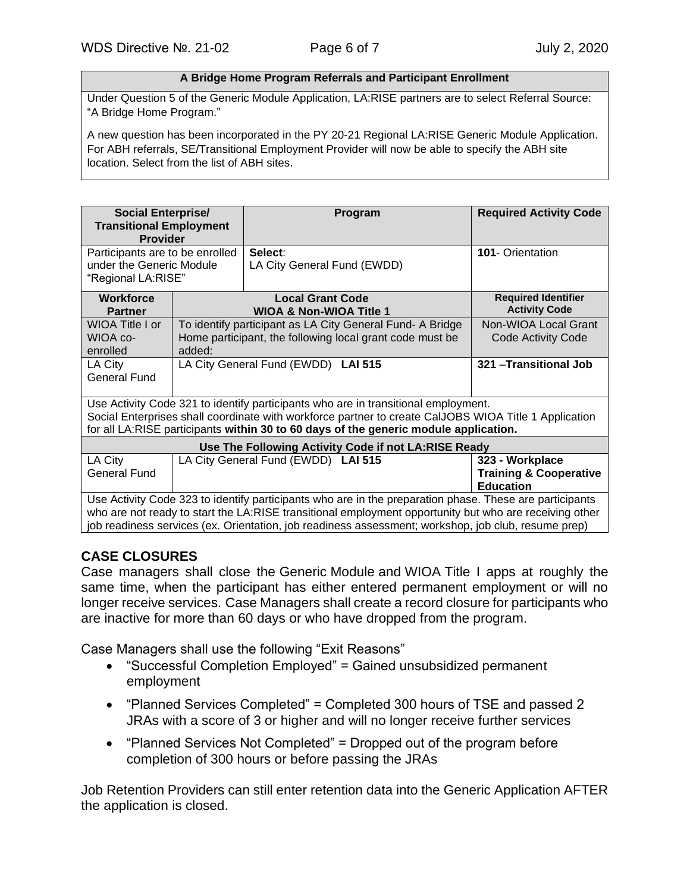| A Bridge Home Program Referrals and Participant Enrollment |
|---|
| Under Question 5 of the Generic Module Application, LA:RISE partners are to select Referral Source: "A Bridge Home Program."<br><br>A new question has been incorporated in the PY 20-21 Regional LA:RISE Generic Module Application. For ABH referrals, SE/Transitional Employment Provider will now be able to specify the ABH site location. Select from the list of ABH sites. |

| Social Enterprise/ Transitional Employment Provider | | Program | Required Activity Code |
|---|---|---|---|
| Participants are to be enrolled under the Generic Module "Regional LA:RISE" | | **Select**: LA City General Fund (EWDD) | **101**- Orientation |
| **Workforce Partner** | **Local Grant Code WIOA & Non-WIOA Title 1** | | **Required Identifier Activity Code** |
| WIOA Title I or WIOA co-enrolled | To identify participant as LA City General Fund- A Bridge Home participant, the following local grant code must be added: | | Non-WIOA Local Grant Code Activity Code |
| LA City General Fund | LA City General Fund (EWDD) **LAI 515** | | **321 –Transitional Job** |
| Use Activity Code 321 to identify participants who are in transitional employment. Social Enterprises shall coordinate with workforce partner to create CalJOBS WIOA Title 1 Application for all LA:RISE participants **within 30 to 60 days of the generic module application.** | | | |
| **Use The Following Activity Code if not LA:RISE Ready** | | | |
| LA City General Fund | LA City General Fund (EWDD) **LAI 515** | | **323 - Workplace Training & Cooperative Education** |
| Use Activity Code 323 to identify participants who are in the preparation phase. These are participants who are not ready to start the LA:RISE transitional employment opportunity but who are receiving other job readiness services (ex. Orientation, job readiness assessment; workshop, job club, resume prep) | | | |

## CASE CLOSURES

Case managers shall close the Generic Module and WIOA Title I apps at roughly the same time, when the participant has either entered permanent employment or will no longer receive services. Case Managers shall create a record closure for participants who are inactive for more than 60 days or who have dropped from the program.

Case Managers shall use the following "Exit Reasons"

- "Successful Completion Employed" = Gained unsubsidized permanent employment
- "Planned Services Completed" = Completed 300 hours of TSE and passed 2 JRAs with a score of 3 or higher and will no longer receive further services
- "Planned Services Not Completed" = Dropped out of the program before completion of 300 hours or before passing the JRAs

Job Retention Providers can still enter retention data into the Generic Application AFTER the application is closed.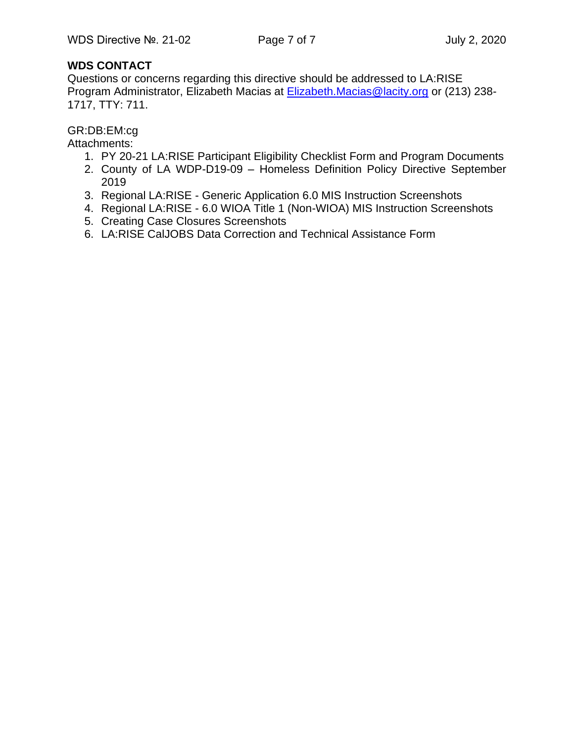**WDS CONTACT**

Questions or concerns regarding this directive should be addressed to LA:RISE Program Administrator, Elizabeth Macias at Elizabeth.Macias@lacity.org or (213) 238-1717, TTY: 711.

GR:DB:EM:cg

Attachments:

1. PY 20-21 LA:RISE Participant Eligibility Checklist Form and Program Documents
2. County of LA WDP-D19-09 – Homeless Definition Policy Directive September 2019
3. Regional LA:RISE - Generic Application 6.0 MIS Instruction Screenshots
4. Regional LA:RISE - 6.0 WIOA Title 1 (Non-WIOA) MIS Instruction Screenshots
5. Creating Case Closures Screenshots
6. LA:RISE CalJOBS Data Correction and Technical Assistance Form